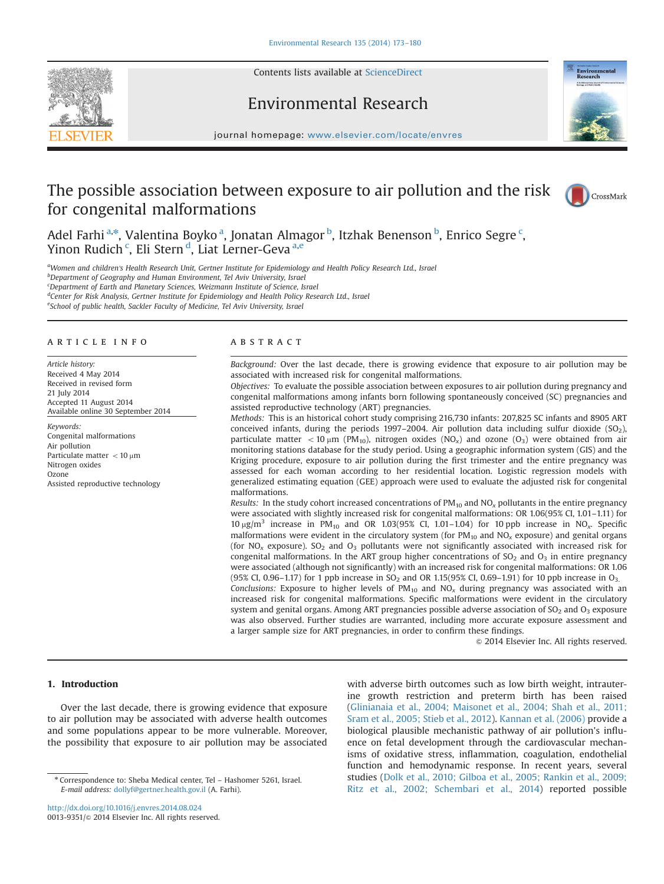# The possible association between exposure to air pollution and the risk for congenital malformations

Adel Farhi [a,*], Valentina Boyko [a], Jonatan Almagor [b], Itzhak Benenson [b], Enrico Segre [c], Yinon Rudich [c], Eli Stern [d], Liat Lerner-Geva [a,e]

[a] Women and children's Health Research Unit, Gertner Institute for Epidemiology and Health Policy Research Ltd., Israel
[b] Department of Geography and Human Environment, Tel Aviv University, Israel
[c] Department of Earth and Planetary Sciences, Weizmann Institute of Science, Israel
[d] Center for Risk Analysis, Gertner Institute for Epidemiology and Health Policy Research Ltd., Israel
[e] School of public health, Sackler Faculty of Medicine, Tel Aviv University, Israel

## ARTICLE INFO

*Article history:*
Received 4 May 2014
Received in revised form
21 July 2014
Accepted 11 August 2014
Available online 30 September 2014

*Keywords:*
Congenital malformations
Air pollution
Particulate matter < 10 μm
Nitrogen oxides
Ozone
Assisted reproductive technology

## ABSTRACT

*Background:* Over the last decade, there is growing evidence that exposure to air pollution may be associated with increased risk for congenital malformations.

*Objectives:* To evaluate the possible association between exposures to air pollution during pregnancy and congenital malformations among infants born following spontaneously conceived (SC) pregnancies and assisted reproductive technology (ART) pregnancies.

*Methods:* This is an historical cohort study comprising 216,730 infants: 207,825 SC infants and 8905 ART conceived infants, during the periods 1997–2004. Air pollution data including sulfur dioxide ($SO_2$), particulate matter < 10 μm ($PM_{10}$), nitrogen oxides ($NO_x$) and ozone ($O_3$) were obtained from air monitoring stations database for the study period. Using a geographic information system (GIS) and the Kriging procedure, exposure to air pollution during the first trimester and the entire pregnancy was assessed for each woman according to her residential location. Logistic regression models with generalized estimating equation (GEE) approach were used to evaluate the adjusted risk for congenital malformations.

*Results:* In the study cohort increased concentrations of $PM_{10}$ and $NO_x$ pollutants in the entire pregnancy were associated with slightly increased risk for congenital malformations: OR 1.06(95% CI, 1.01–1.11) for 10 μg/m$^3$ increase in $PM_{10}$ and OR 1.03(95% CI, 1.01–1.04) for 10 ppb increase in $NO_x$. Specific malformations were evident in the circulatory system (for $PM_{10}$ and $NO_x$ exposure) and genital organs (for $NO_x$ exposure). $SO_2$ and $O_3$ pollutants were not significantly associated with increased risk for congenital malformations. In the ART group higher concentrations of $SO_2$ and $O_3$ in entire pregnancy were associated (although not significantly) with an increased risk for congenital malformations: OR 1.06 (95% CI, 0.96–1.17) for 1 ppb increase in $SO_2$ and OR 1.15(95% CI, 0.69–1.91) for 10 ppb increase in $O_3$.

*Conclusions:* Exposure to higher levels of $PM_{10}$ and $NO_x$ during pregnancy was associated with an increased risk for congenital malformations. Specific malformations were evident in the circulatory system and genital organs. Among ART pregnancies possible adverse association of $SO_2$ and $O_3$ exposure was also observed. Further studies are warranted, including more accurate exposure assessment and a larger sample size for ART pregnancies, in order to confirm these findings.

© 2014 Elsevier Inc. All rights reserved.

## 1. Introduction

Over the last decade, there is growing evidence that exposure to air pollution may be associated with adverse health outcomes and some populations appear to be more vulnerable. Moreover, the possibility that exposure to air pollution may be associated with adverse birth outcomes such as low birth weight, intrauterine growth restriction and preterm birth has been raised (Glinianaia et al., 2004; Maisonet et al., 2004; Shah et al., 2011; Sram et al., 2005; Stieb et al., 2012). Kannan et al. (2006) provide a biological plausible mechanistic pathway of air pollution's influence on fetal development through the cardiovascular mechanisms of oxidative stress, inflammation, coagulation, endothelial function and hemodynamic response. In recent years, several studies (Dolk et al., 2010; Gilboa et al., 2005; Rankin et al., 2009; Ritz et al., 2002; Schembari et al., 2014) reported possible

* Correspondence to: Sheba Medical center, Tel – Hashomer 5261, Israel.
*E-mail address:* dollyf@gertner.health.gov.il (A. Farhi).

http://dx.doi.org/10.1016/j.envres.2014.08.024
0013-9351/© 2014 Elsevier Inc. All rights reserved.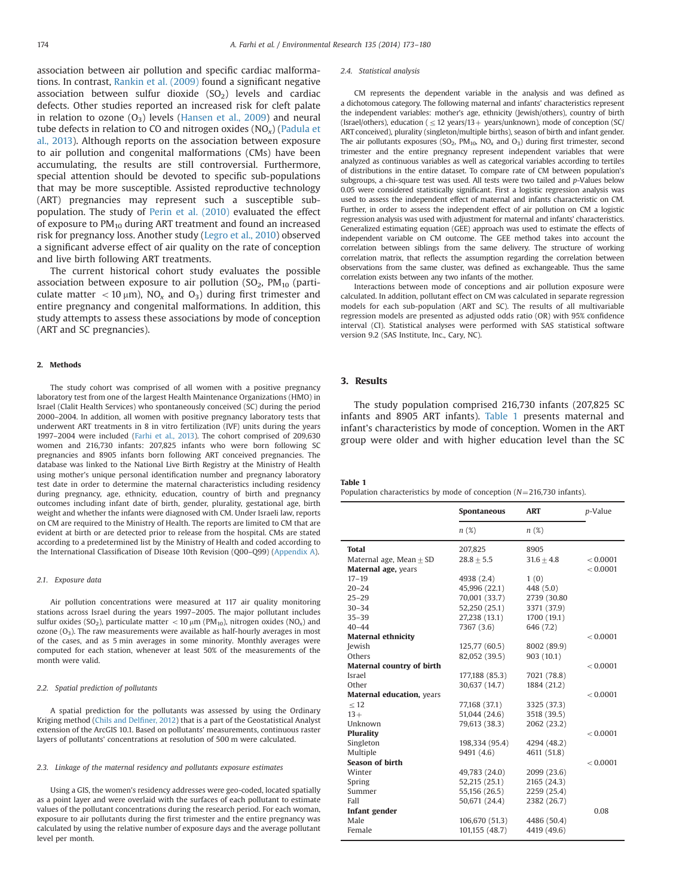association between air pollution and specific cardiac malformations. In contrast, Rankin et al. (2009) found a significant negative association between sulfur dioxide ($SO_2$) levels and cardiac defects. Other studies reported an increased risk for cleft palate in relation to ozone ($O_3$) levels (Hansen et al., 2009) and neural tube defects in relation to CO and nitrogen oxides ($NO_x$) (Padula et al., 2013). Although reports on the association between exposure to air pollution and congenital malformations (CMs) have been accumulating, the results are still controversial. Furthermore, special attention should be devoted to specific sub-populations that may be more susceptible. Assisted reproductive technology (ART) pregnancies may represent such a susceptible sub-population. The study of Perin et al. (2010) evaluated the effect of exposure to $PM_{10}$ during ART treatment and found an increased risk for pregnancy loss. Another study (Legro et al., 2010) observed a significant adverse effect of air quality on the rate of conception and live birth following ART treatments.

The current historical cohort study evaluates the possible association between exposure to air pollution ($SO_2$, $PM_{10}$ (particulate matter $< 10\ \mu m$), $NO_x$ and $O_3$) during first trimester and entire pregnancy and congenital malformations. In addition, this study attempts to assess these associations by mode of conception (ART and SC pregnancies).

## 2. Methods

The study cohort was comprised of all women with a positive pregnancy laboratory test from one of the largest Health Maintenance Organizations (HMO) in Israel (Clalit Health Services) who spontaneously conceived (SC) during the period 2000–2004. In addition, all women with positive pregnancy laboratory tests that underwent ART treatments in 8 in vitro fertilization (IVF) units during the years 1997–2004 were included (Farhi et al., 2013). The cohort comprised of 209,630 women and 216,730 infants: 207,825 infants who were born following SC pregnancies and 8905 infants born following ART conceived pregnancies. The database was linked to the National Live Birth Registry at the Ministry of Health using mother's unique personal identification number and pregnancy laboratory test date in order to determine the maternal characteristics including residency during pregnancy, age, ethnicity, education, country of birth and pregnancy outcomes including infant date of birth, gender, plurality, gestational age, birth weight and whether the infants were diagnosed with CM. Under Israeli law, reports on CM are required to the Ministry of Health. The reports are limited to CM that are evident at birth or are detected prior to release from the hospital. CMs are stated according to a predetermined list by the Ministry of Health and coded according to the International Classification of Disease 10th Revision (Q00–Q99) (Appendix A).

### 2.1. Exposure data

Air pollution concentrations were measured at 117 air quality monitoring stations across Israel during the years 1997–2005. The major pollutant includes sulfur oxides ($SO_2$), particulate matter $< 10\ \mu m$ ($PM_{10}$), nitrogen oxides ($NO_x$) and ozone ($O_3$). The raw measurements were available as half-hourly averages in most of the cases, and as 5 min averages in some minority. Monthly averages were computed for each station, whenever at least 50% of the measurements of the month were valid.

### 2.2. Spatial prediction of pollutants

A spatial prediction for the pollutants was assessed by using the Ordinary Kriging method (Chils and Delfiner, 2012) that is a part of the Geostatistical Analyst extension of the ArcGIS 10.1. Based on pollutants' measurements, continuous raster layers of pollutants' concentrations at resolution of 500 m were calculated.

### 2.3. Linkage of the maternal residency and pollutants exposure estimates

Using a GIS, the women's residency addresses were geo-coded, located spatially as a point layer and were overlaid with the surfaces of each pollutant to estimate values of the pollutant concentrations during the research period. For each woman, exposure to air pollutants during the first trimester and the entire pregnancy was calculated by using the relative number of exposure days and the average pollutant level per month.

### 2.4. Statistical analysis

CM represents the dependent variable in the analysis and was defined as a dichotomous category. The following maternal and infants' characteristics represent the independent variables: mother's age, ethnicity (Jewish/others), country of birth (Israel/others), education ($\leq 12$ years/13+ years/unknown), mode of conception (SC/ART conceived), plurality (singleton/multiple births), season of birth and infant gender. The air pollutants exposures ($SO_2$, $PM_{10}$, $NO_x$ and $O_3$) during first trimester, second trimester and the entire pregnancy represent independent variables that were analyzed as continuous variables as well as categorical variables according to tertiles of distributions in the entire dataset. To compare rate of CM between population's subgroups, a chi-square test was used. All tests were two tailed and $p$-Values below 0.05 were considered statistically significant. First a logistic regression analysis was used to assess the independent effect of maternal and infants characteristic on CM. Further, in order to assess the independent effect of air pollution on CM a logistic regression analysis was used with adjustment for maternal and infants' characteristics. Generalized estimating equation (GEE) approach was used to estimate the effects of independent variable on CM outcome. The GEE method takes into account the correlation between siblings from the same delivery. The structure of working correlation matrix, that reflects the assumption regarding the correlation between observations from the same cluster, was defined as exchangeable. Thus the same correlation exists between any two infants of the mother.

Interactions between mode of conceptions and air pollution exposure were calculated. In addition, pollutant effect on CM was calculated in separate regression models for each sub-population (ART and SC). The results of all multivariable regression models are presented as adjusted odds ratio (OR) with 95% confidence interval (CI). Statistical analyses were performed with SAS statistical software version 9.2 (SAS Institute, Inc., Cary, NC).

## 3. Results

The study population comprised 216,730 infants (207,825 SC infants and 8905 ART infants). Table 1 presents maternal and infant's characteristics by mode of conception. Women in the ART group were older and with higher education level than the SC

**Table 1**
Population characteristics by mode of conception ($N$=216,730 infants).

| | Spontaneous | ART | $p$-Value |
|---|---|---|---|
| | $n$ (%) | $n$ (%) | |
| **Total** | 207,825 | 8905 | |
| Maternal age, Mean ± SD | 28.8 ± 5.5 | 31.6 ± 4.8 | < 0.0001 |
| **Maternal age,** years | | | < 0.0001 |
| 17–19 | 4938 (2.4) | 1 (0) | |
| 20–24 | 45,996 (22.1) | 448 (5.0) | |
| 25–29 | 70,001 (33.7) | 2739 (30.80 | |
| 30–34 | 52,250 (25.1) | 3371 (37.9) | |
| 35–39 | 27,238 (13.1) | 1700 (19.1) | |
| 40–44 | 7367 (3.6) | 646 (7.2) | |
| **Maternal ethnicity** | | | < 0.0001 |
| Jewish | 125,77 (60.5) | 8002 (89.9) | |
| Others | 82,052 (39.5) | 903 (10.1) | |
| **Maternal country of birth** | | | < 0.0001 |
| Israel | 177,188 (85.3) | 7021 (78.8) | |
| Other | 30,637 (14.7) | 1884 (21.2) | |
| **Maternal education,** years | | | < 0.0001 |
| ≤ 12 | 77,168 (37.1) | 3325 (37.3) | |
| 13+ | 51,044 (24.6) | 3518 (39.5) | |
| Unknown | 79,613 (38.3) | 2062 (23.2) | |
| **Plurality** | | | < 0.0001 |
| Singleton | 198,334 (95.4) | 4294 (48.2) | |
| Multiple | 9491 (4.6) | 4611 (51.8) | |
| **Season of birth** | | | < 0.0001 |
| Winter | 49,783 (24.0) | 2099 (23.6) | |
| Spring | 52,215 (25.1) | 2165 (24.3) | |
| Summer | 55,156 (26.5) | 2259 (25.4) | |
| Fall | 50,671 (24.4) | 2382 (26.7) | |
| **Infant gender** | | | 0.08 |
| Male | 106,670 (51.3) | 4486 (50.4) | |
| Female | 101,155 (48.7) | 4419 (49.6) | |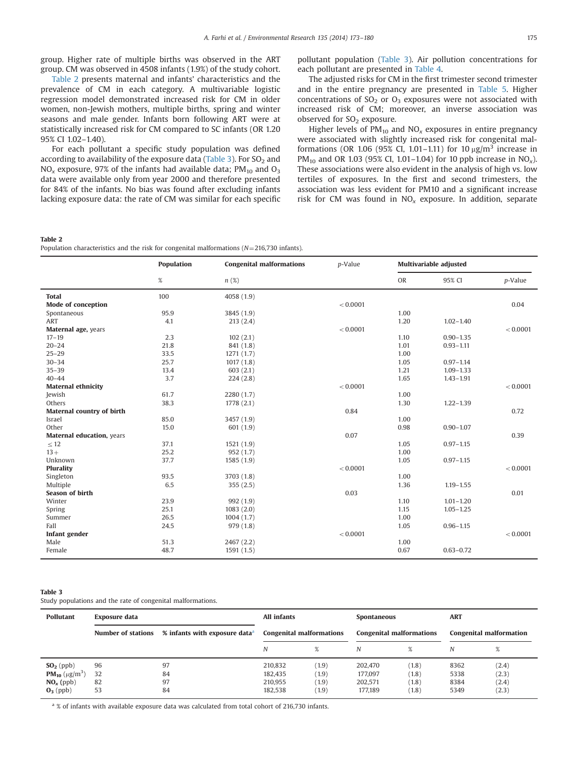group. Higher rate of multiple births was observed in the ART group. CM was observed in 4508 infants (1.9%) of the study cohort.

Table 2 presents maternal and infants' characteristics and the prevalence of CM in each category. A multivariable logistic regression model demonstrated increased risk for CM in older women, non-Jewish mothers, multiple births, spring and winter seasons and male gender. Infants born following ART were at statistically increased risk for CM compared to SC infants (OR 1.20 95% CI 1.02–1.40).

For each pollutant a specific study population was defined according to availability of the exposure data (Table 3). For $SO_2$ and $NO_x$ exposure, 97% of the infants had available data; $PM_{10}$ and $O_3$ data were available only from year 2000 and therefore presented for 84% of the infants. No bias was found after excluding infants lacking exposure data: the rate of CM was similar for each specific pollutant population (Table 3). Air pollution concentrations for each pollutant are presented in Table 4.

The adjusted risks for CM in the first trimester second trimester and in the entire pregnancy are presented in Table 5. Higher concentrations of $SO_2$ or $O_3$ exposures were not associated with increased risk of CM; moreover, an inverse association was observed for $SO_2$ exposure.

Higher levels of $PM_{10}$ and $NO_x$ exposures in entire pregnancy were associated with slightly increased risk for congenital malformations (OR 1.06 (95% CI, 1.01–1.11) for 10 $\mu g/m^3$ increase in $PM_{10}$ and OR 1.03 (95% CI, 1.01–1.04) for 10 ppb increase in $NO_x$). These associations were also evident in the analysis of high vs. low tertiles of exposures. In the first and second trimesters, the association was less evident for PM10 and a significant increase risk for CM was found in $NO_x$ exposure. In addition, separate

**Table 2**
Population characteristics and the risk for congenital malformations (N=216,730 infants).

| | Population | Congenital malformations | p-Value | Multivariable adjusted | | |
|---|---|---|---|---|---|---|
| | % | n (%) | | OR | 95% CI | p-Value |
| **Total** | 100 | 4058 (1.9) | | | | |
| **Mode of conception** | | | < 0.0001 | | | 0.04 |
| Spontaneous | 95.9 | 3845 (1.9) | | 1.00 | | |
| ART | 4.1 | 213 (2.4) | | 1.20 | 1.02–1.40 | |
| **Maternal age,** years | | | < 0.0001 | | | < 0.0001 |
| 17–19 | 2.3 | 102 (2.1) | | 1.10 | 0.90–1.35 | |
| 20–24 | 21.8 | 841 (1.8) | | 1.01 | 0.93–1.11 | |
| 25–29 | 33.5 | 1271 (1.7) | | 1.00 | | |
| 30–34 | 25.7 | 1017 (1.8) | | 1.05 | 0.97–1.14 | |
| 35–39 | 13.4 | 603 (2.1) | | 1.21 | 1.09–1.33 | |
| 40–44 | 3.7 | 224 (2.8) | | 1.65 | 1.43–1.91 | |
| **Maternal ethnicity** | | | < 0.0001 | | | < 0.0001 |
| Jewish | 61.7 | 2280 (1.7) | | 1.00 | | |
| Others | 38.3 | 1778 (2.1) | | 1.30 | 1.22–1.39 | |
| **Maternal country of birth** | | | 0.84 | | | 0.72 |
| Israel | 85.0 | 3457 (1.9) | | 1.00 | | |
| Other | 15.0 | 601 (1.9) | | 0.98 | 0.90–1.07 | |
| **Maternal education,** years | | | 0.07 | | | 0.39 |
| ≤ 12 | 37.1 | 1521 (1.9) | | 1.05 | 0.97–1.15 | |
| 13+ | 25.2 | 952 (1.7) | | 1.00 | | |
| Unknown | 37.7 | 1585 (1.9) | | 1.05 | 0.97–1.15 | |
| **Plurality** | | | < 0.0001 | | | < 0.0001 |
| Singleton | 93.5 | 3703 (1.8) | | 1.00 | | |
| Multiple | 6.5 | 355 (2.5) | | 1.36 | 1.19–1.55 | |
| **Season of birth** | | | 0.03 | | | 0.01 |
| Winter | 23.9 | 992 (1.9) | | 1.10 | 1.01–1.20 | |
| Spring | 25.1 | 1083 (2.0) | | 1.15 | 1.05–1.25 | |
| Summer | 26.5 | 1004 (1.7) | | 1.00 | | |
| Fall | 24.5 | 979 (1.8) | | 1.05 | 0.96–1.15 | |
| **Infant gender** | | | < 0.0001 | | | < 0.0001 |
| Male | 51.3 | 2467 (2.2) | | 1.00 | | |
| Female | 48.7 | 1591 (1.5) | | 0.67 | 0.63–0.72 | |

**Table 3**
Study populations and the rate of congenital malformations.

| Pollutant | Exposure data | | All infants | | Spontaneous | | ART | |
|---|---|---|---|---|---|---|---|---|
| | Number of stations | % infants with exposure data[a] | Congenital malformations | | Congenital malformations | | Congenital malformation | |
| | | | N | % | N | % | N | % |
| **$SO_2$** (ppb) | 96 | 97 | 210,832 | (1.9) | 202,470 | (1.8) | 8362 | (2.4) |
| **$PM_{10}$** ($\mu g/m^3$) | 32 | 84 | 182,435 | (1.9) | 177,097 | (1.8) | 5338 | (2.3) |
| **$NO_x$** (ppb) | 82 | 97 | 210,955 | (1.9) | 202,571 | (1.8) | 8384 | (2.4) |
| **$O_3$** (ppb) | 53 | 84 | 182,538 | (1.9) | 177,189 | (1.8) | 5349 | (2.3) |

[a] % of infants with available exposure data was calculated from total cohort of 216,730 infants.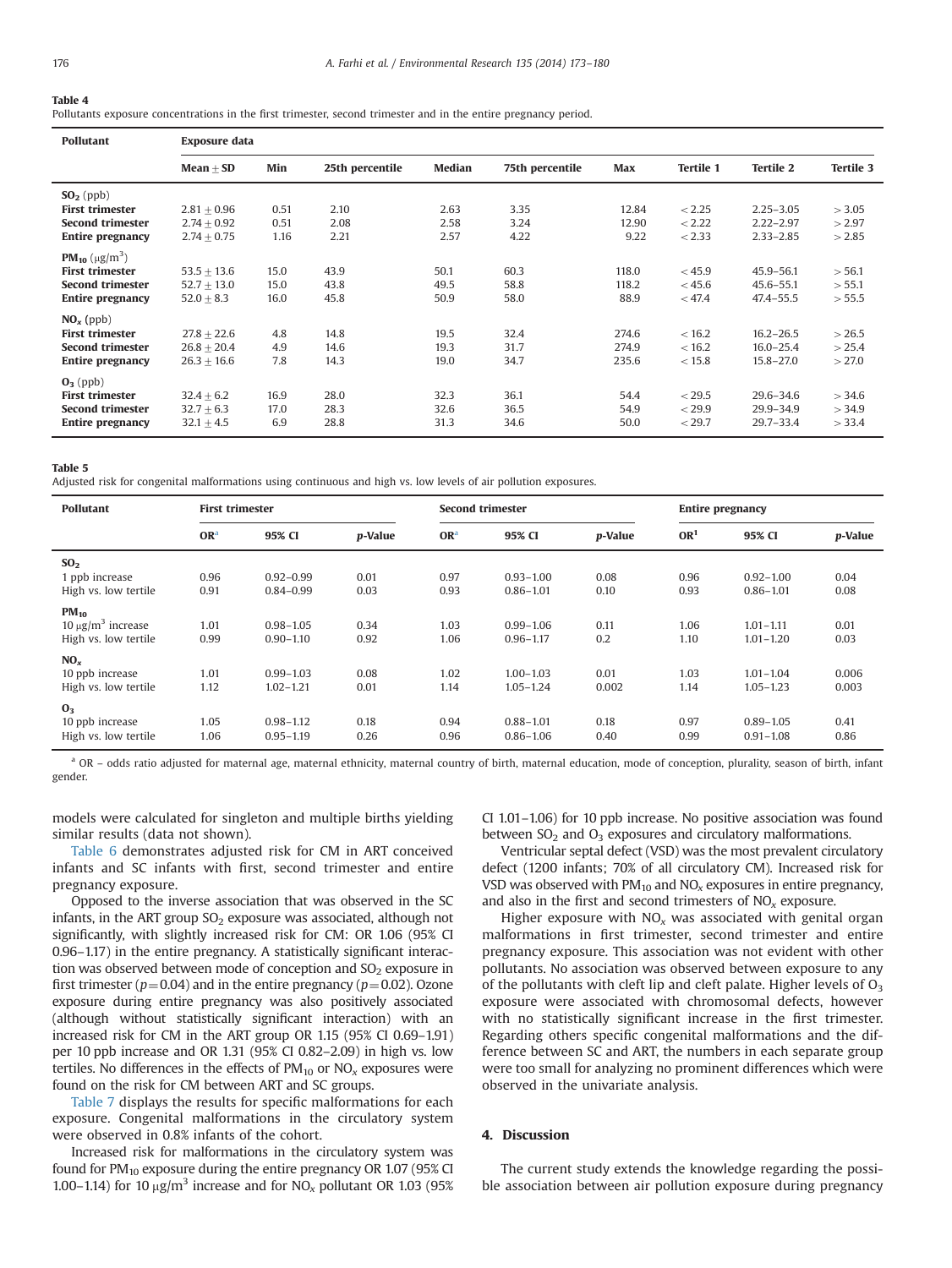**Table 4**
Pollutants exposure concentrations in the first trimester, second trimester and in the entire pregnancy period.

| Pollutant | Exposure data | | | | | | | | |
|---|---|---|---|---|---|---|---|---|---|
| | Mean ± SD | Min | 25th percentile | Median | 75th percentile | Max | Tertile 1 | Tertile 2 | Tertile 3 |
| **$SO_2$** (ppb) | | | | | | | | | |
| **First trimester** | 2.81 ± 0.96 | 0.51 | 2.10 | 2.63 | 3.35 | 12.84 | < 2.25 | 2.25–3.05 | > 3.05 |
| **Second trimester** | 2.74 ± 0.92 | 0.51 | 2.08 | 2.58 | 3.24 | 12.90 | < 2.22 | 2.22–2.97 | > 2.97 |
| **Entire pregnancy** | 2.74 ± 0.75 | 1.16 | 2.21 | 2.57 | 4.22 | 9.22 | < 2.33 | 2.33–2.85 | > 2.85 |
| **$PM_{10}$** (μg/m$^3$) | | | | | | | | | |
| **First trimester** | 53.5 ± 13.6 | 15.0 | 43.9 | 50.1 | 60.3 | 118.0 | < 45.9 | 45.9–56.1 | > 56.1 |
| **Second trimester** | 52.7 ± 13.0 | 15.0 | 43.8 | 49.5 | 58.8 | 118.2 | < 45.6 | 45.6–55.1 | > 55.1 |
| **Entire pregnancy** | 52.0 ± 8.3 | 16.0 | 45.8 | 50.9 | 58.0 | 88.9 | < 47.4 | 47.4–55.5 | > 55.5 |
| **$NO_x$** (ppb) | | | | | | | | | |
| **First trimester** | 27.8 ± 22.6 | 4.8 | 14.8 | 19.5 | 32.4 | 274.6 | < 16.2 | 16.2–26.5 | > 26.5 |
| **Second trimester** | 26.8 ± 20.4 | 4.9 | 14.6 | 19.3 | 31.7 | 274.9 | < 16.2 | 16.0–25.4 | > 25.4 |
| **Entire pregnancy** | 26.3 ± 16.6 | 7.8 | 14.3 | 19.0 | 34.7 | 235.6 | < 15.8 | 15.8–27.0 | > 27.0 |
| **$O_3$** (ppb) | | | | | | | | | |
| **First trimester** | 32.4 ± 6.2 | 16.9 | 28.0 | 32.3 | 36.1 | 54.4 | < 29.5 | 29.6–34.6 | > 34.6 |
| **Second trimester** | 32.7 ± 6.3 | 17.0 | 28.3 | 32.6 | 36.5 | 54.9 | < 29.9 | 29.9–34.9 | > 34.9 |
| **Entire pregnancy** | 32.1 ± 4.5 | 6.9 | 28.8 | 31.3 | 34.6 | 50.0 | < 29.7 | 29.7–33.4 | > 33.4 |

**Table 5**
Adjusted risk for congenital malformations using continuous and high vs. low levels of air pollution exposures.

| Pollutant | First trimester | | | Second trimester | | | Entire pregnancy | | |
|---|---|---|---|---|---|---|---|---|---|
| | OR[a] | 95% CI | *p*-Value | OR[a] | 95% CI | *p*-Value | OR[1] | 95% CI | *p*-Value |
| **$SO_2$** | | | | | | | | | |
| 1 ppb increase | 0.96 | 0.92–0.99 | 0.01 | 0.97 | 0.93–1.00 | 0.08 | 0.96 | 0.92–1.00 | 0.04 |
| High vs. low tertile | 0.91 | 0.84–0.99 | 0.03 | 0.93 | 0.86–1.01 | 0.10 | 0.93 | 0.86–1.01 | 0.08 |
| **$PM_{10}$** | | | | | | | | | |
| 10 μg/m$^3$ increase | 1.01 | 0.98–1.05 | 0.34 | 1.03 | 0.99–1.06 | 0.11 | 1.06 | 1.01–1.11 | 0.01 |
| High vs. low tertile | 0.99 | 0.90–1.10 | 0.92 | 1.06 | 0.96–1.17 | 0.2 | 1.10 | 1.01–1.20 | 0.03 |
| **$NO_x$** | | | | | | | | | |
| 10 ppb increase | 1.01 | 0.99–1.03 | 0.08 | 1.02 | 1.00–1.03 | 0.01 | 1.03 | 1.01–1.04 | 0.006 |
| High vs. low tertile | 1.12 | 1.02–1.21 | 0.01 | 1.14 | 1.05–1.24 | 0.002 | 1.14 | 1.05–1.23 | 0.003 |
| **$O_3$** | | | | | | | | | |
| 10 ppb increase | 1.05 | 0.98–1.12 | 0.18 | 0.94 | 0.88–1.01 | 0.18 | 0.97 | 0.89–1.05 | 0.41 |
| High vs. low tertile | 1.06 | 0.95–1.19 | 0.26 | 0.96 | 0.86–1.06 | 0.40 | 0.99 | 0.91–1.08 | 0.86 |

[a] OR – odds ratio adjusted for maternal age, maternal ethnicity, maternal country of birth, maternal education, mode of conception, plurality, season of birth, infant gender.

models were calculated for singleton and multiple births yielding similar results (data not shown).

Table 6 demonstrates adjusted risk for CM in ART conceived infants and SC infants with first, second trimester and entire pregnancy exposure.

Opposed to the inverse association that was observed in the SC infants, in the ART group $SO_2$ exposure was associated, although not significantly, with slightly increased risk for CM: OR 1.06 (95% CI 0.96–1.17) in the entire pregnancy. A statistically significant interaction was observed between mode of conception and $SO_2$ exposure in first trimester ($p = 0.04$) and in the entire pregnancy ($p = 0.02$). Ozone exposure during entire pregnancy was also positively associated (although without statistically significant interaction) with an increased risk for CM in the ART group OR 1.15 (95% CI 0.69–1.91) per 10 ppb increase and OR 1.31 (95% CI 0.82–2.09) in high vs. low tertiles. No differences in the effects of $PM_{10}$ or $NO_x$ exposures were found on the risk for CM between ART and SC groups.

Table 7 displays the results for specific malformations for each exposure. Congenital malformations in the circulatory system were observed in 0.8% infants of the cohort.

Increased risk for malformations in the circulatory system was found for $PM_{10}$ exposure during the entire pregnancy OR 1.07 (95% CI 1.00–1.14) for 10 μg/m$^3$ increase and for $NO_x$ pollutant OR 1.03 (95% CI 1.01–1.06) for 10 ppb increase. No positive association was found between $SO_2$ and $O_3$ exposures and circulatory malformations.

Ventricular septal defect (VSD) was the most prevalent circulatory defect (1200 infants; 70% of all circulatory CM). Increased risk for VSD was observed with $PM_{10}$ and $NO_x$ exposures in entire pregnancy, and also in the first and second trimesters of $NO_x$ exposure.

Higher exposure with $NO_x$ was associated with genital organ malformations in first trimester, second trimester and entire pregnancy exposure. This association was not evident with other pollutants. No association was observed between exposure to any of the pollutants with cleft lip and cleft palate. Higher levels of $O_3$ exposure were associated with chromosomal defects, however with no statistically significant increase in the first trimester. Regarding others specific congenital malformations and the difference between SC and ART, the numbers in each separate group were too small for analyzing no prominent differences which were observed in the univariate analysis.

## 4. Discussion

The current study extends the knowledge regarding the possible association between air pollution exposure during pregnancy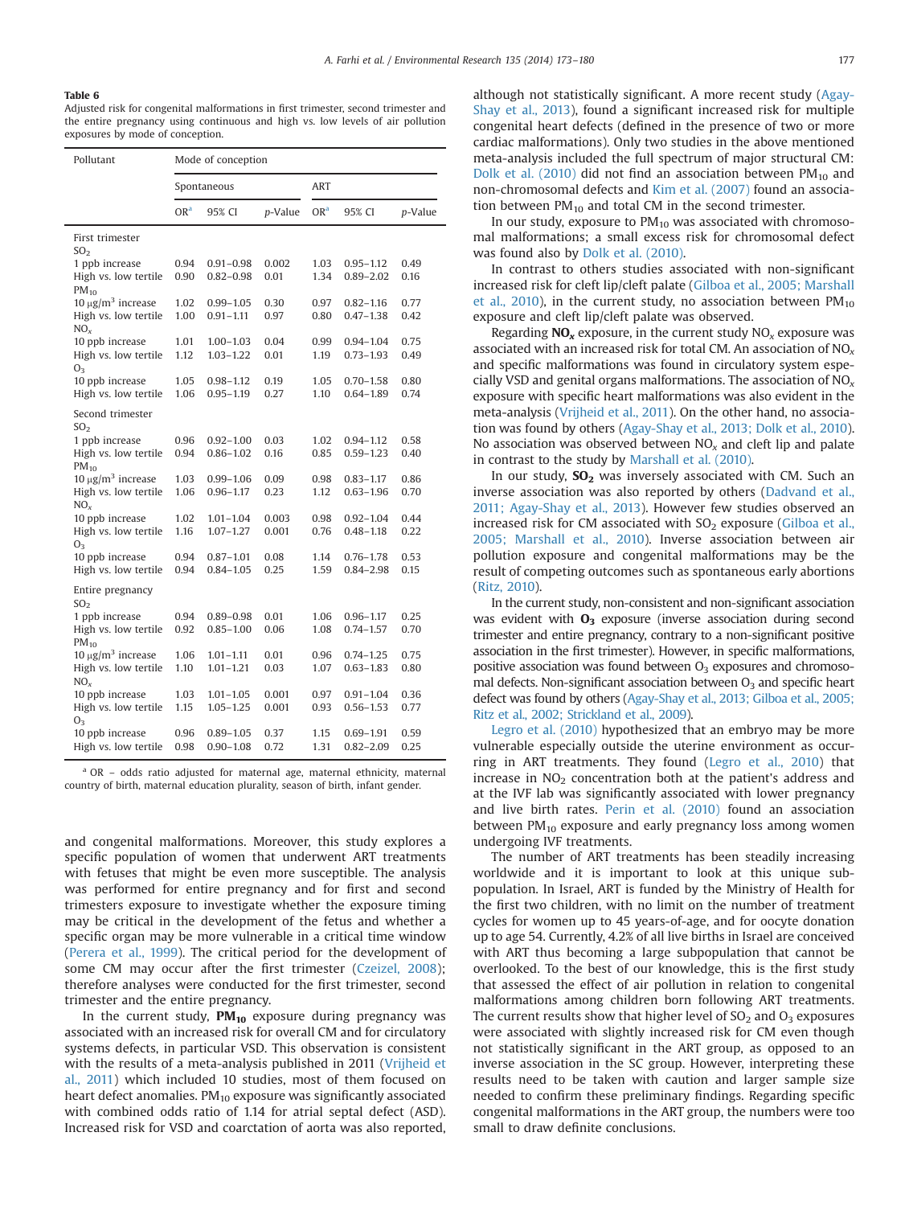**Table 6**
Adjusted risk for congenital malformations in first trimester, second trimester and the entire pregnancy using continuous and high vs. low levels of air pollution exposures by mode of conception.

| Pollutant | Mode of conception | | | | | |
|---|---|---|---|---|---|---|
| | Spontaneous | | | ART | | |
| | OR[a] | 95% CI | p-Value | OR[a] | 95% CI | p-Value |
| **First trimester** | | | | | | |
| $SO_2$ | | | | | | |
| 1 ppb increase | 0.94 | 0.91–0.98 | 0.002 | 1.03 | 0.95–1.12 | 0.49 |
| High vs. low tertile | 0.90 | 0.82–0.98 | 0.01 | 1.34 | 0.89–2.02 | 0.16 |
| $PM_{10}$ | | | | | | |
| 10 μg/m$^3$ increase | 1.02 | 0.99–1.05 | 0.30 | 0.97 | 0.82–1.16 | 0.77 |
| High vs. low tertile | 1.00 | 0.91–1.11 | 0.97 | 0.80 | 0.47–1.38 | 0.42 |
| $NO_x$ | | | | | | |
| 10 ppb increase | 1.01 | 1.00–1.03 | 0.04 | 0.99 | 0.94–1.04 | 0.75 |
| High vs. low tertile | 1.12 | 1.03–1.22 | 0.01 | 1.19 | 0.73–1.93 | 0.49 |
| $O_3$ | | | | | | |
| 10 ppb increase | 1.05 | 0.98–1.12 | 0.19 | 1.05 | 0.70–1.58 | 0.80 |
| High vs. low tertile | 1.06 | 0.95–1.19 | 0.27 | 1.10 | 0.64–1.89 | 0.74 |
| **Second trimester** | | | | | | |
| $SO_2$ | | | | | | |
| 1 ppb increase | 0.96 | 0.92–1.00 | 0.03 | 1.02 | 0.94–1.12 | 0.58 |
| High vs. low tertile | 0.94 | 0.86–1.02 | 0.16 | 0.85 | 0.59–1.23 | 0.40 |
| $PM_{10}$ | | | | | | |
| 10 μg/m$^3$ increase | 1.03 | 0.99–1.06 | 0.09 | 0.98 | 0.83–1.17 | 0.86 |
| High vs. low tertile | 1.06 | 0.96–1.17 | 0.23 | 1.12 | 0.63–1.96 | 0.70 |
| $NO_x$ | | | | | | |
| 10 ppb increase | 1.02 | 1.01–1.04 | 0.003 | 0.98 | 0.92–1.04 | 0.44 |
| High vs. low tertile | 1.16 | 1.07–1.27 | 0.001 | 0.76 | 0.48–1.18 | 0.22 |
| $O_3$ | | | | | | |
| 10 ppb increase | 0.94 | 0.87–1.01 | 0.08 | 1.14 | 0.76–1.78 | 0.53 |
| High vs. low tertile | 0.94 | 0.84–1.05 | 0.25 | 1.59 | 0.84–2.98 | 0.15 |
| **Entire pregnancy** | | | | | | |
| $SO_2$ | | | | | | |
| 1 ppb increase | 0.94 | 0.89–0.98 | 0.01 | 1.06 | 0.96–1.17 | 0.25 |
| High vs. low tertile | 0.92 | 0.85–1.00 | 0.06 | 1.08 | 0.74–1.57 | 0.70 |
| $PM_{10}$ | | | | | | |
| 10 μg/m$^3$ increase | 1.06 | 1.01–1.11 | 0.01 | 0.96 | 0.74–1.25 | 0.75 |
| High vs. low tertile | 1.10 | 1.01–1.21 | 0.03 | 1.07 | 0.63–1.83 | 0.80 |
| $NO_x$ | | | | | | |
| 10 ppb increase | 1.03 | 1.01–1.05 | 0.001 | 0.97 | 0.91–1.04 | 0.36 |
| High vs. low tertile | 1.15 | 1.05–1.25 | 0.001 | 0.93 | 0.56–1.53 | 0.77 |
| $O_3$ | | | | | | |
| 10 ppb increase | 0.96 | 0.89–1.05 | 0.37 | 1.15 | 0.69–1.91 | 0.59 |
| High vs. low tertile | 0.98 | 0.90–1.08 | 0.72 | 1.31 | 0.82–2.09 | 0.25 |

[a] OR – odds ratio adjusted for maternal age, maternal ethnicity, maternal country of birth, maternal education plurality, season of birth, infant gender.

and congenital malformations. Moreover, this study explores a specific population of women that underwent ART treatments with fetuses that might be even more susceptible. The analysis was performed for entire pregnancy and for first and second trimesters exposure to investigate whether the exposure timing may be critical in the development of the fetus and whether a specific organ may be more vulnerable in a critical time window (Perera et al., 1999). The critical period for the development of some CM may occur after the first trimester (Czeizel, 2008); therefore analyses were conducted for the first trimester, second trimester and the entire pregnancy.

In the current study, **$PM_{10}$** exposure during pregnancy was associated with an increased risk for overall CM and for circulatory systems defects, in particular VSD. This observation is consistent with the results of a meta-analysis published in 2011 (Vrijheid et al., 2011) which included 10 studies, most of them focused on heart defect anomalies. $PM_{10}$ exposure was significantly associated with combined odds ratio of 1.14 for atrial septal defect (ASD). Increased risk for VSD and coarctation of aorta was also reported, although not statistically significant. A more recent study (Agay-Shay et al., 2013), found a significant increased risk for multiple congenital heart defects (defined in the presence of two or more cardiac malformations). Only two studies in the above mentioned meta-analysis included the full spectrum of major structural CM: Dolk et al. (2010) did not find an association between $PM_{10}$ and non-chromosomal defects and Kim et al. (2007) found an association between $PM_{10}$ and total CM in the second trimester.

In our study, exposure to $PM_{10}$ was associated with chromosomal malformations; a small excess risk for chromosomal defect was found also by Dolk et al. (2010).

In contrast to others studies associated with non-significant increased risk for cleft lip/cleft palate (Gilboa et al., 2005; Marshall et al., 2010), in the current study, no association between $PM_{10}$ exposure and cleft lip/cleft palate was observed.

Regarding **$NO_x$** exposure, in the current study $NO_x$ exposure was associated with an increased risk for total CM. An association of $NO_x$ and specific malformations was found in circulatory system especially VSD and genital organs malformations. The association of $NO_x$ exposure with specific heart malformations was also evident in the meta-analysis (Vrijheid et al., 2011). On the other hand, no association was found by others (Agay-Shay et al., 2013; Dolk et al., 2010). No association was observed between $NO_x$ and cleft lip and palate in contrast to the study by Marshall et al. (2010).

In our study, **$SO_2$** was inversely associated with CM. Such an inverse association was also reported by others (Dadvand et al., 2011; Agay-Shay et al., 2013). However few studies observed an increased risk for CM associated with $SO_2$ exposure (Gilboa et al., 2005; Marshall et al., 2010). Inverse association between air pollution exposure and congenital malformations may be the result of competing outcomes such as spontaneous early abortions (Ritz, 2010).

In the current study, non-consistent and non-significant association was evident with **$O_3$** exposure (inverse association during second trimester and entire pregnancy, contrary to a non-significant positive association in the first trimester). However, in specific malformations, positive association was found between $O_3$ exposures and chromosomal defects. Non-significant association between $O_3$ and specific heart defect was found by others (Agay-Shay et al., 2013; Gilboa et al., 2005; Ritz et al., 2002; Strickland et al., 2009).

Legro et al. (2010) hypothesized that an embryo may be more vulnerable especially outside the uterine environment as occurring in ART treatments. They found (Legro et al., 2010) that increase in $NO_2$ concentration both at the patient's address and at the IVF lab was significantly associated with lower pregnancy and live birth rates. Perin et al. (2010) found an association between $PM_{10}$ exposure and early pregnancy loss among women undergoing IVF treatments.

The number of ART treatments has been steadily increasing worldwide and it is important to look at this unique subpopulation. In Israel, ART is funded by the Ministry of Health for the first two children, with no limit on the number of treatment cycles for women up to 45 years-of-age, and for oocyte donation up to age 54. Currently, 4.2% of all live births in Israel are conceived with ART thus becoming a large subpopulation that cannot be overlooked. To the best of our knowledge, this is the first study that assessed the effect of air pollution in relation to congenital malformations among children born following ART treatments. The current results show that higher level of $SO_2$ and $O_3$ exposures were associated with slightly increased risk for CM even though not statistically significant in the ART group, as opposed to an inverse association in the SC group. However, interpreting these results need to be taken with caution and larger sample size needed to confirm these preliminary findings. Regarding specific congenital malformations in the ART group, the numbers were too small to draw definite conclusions.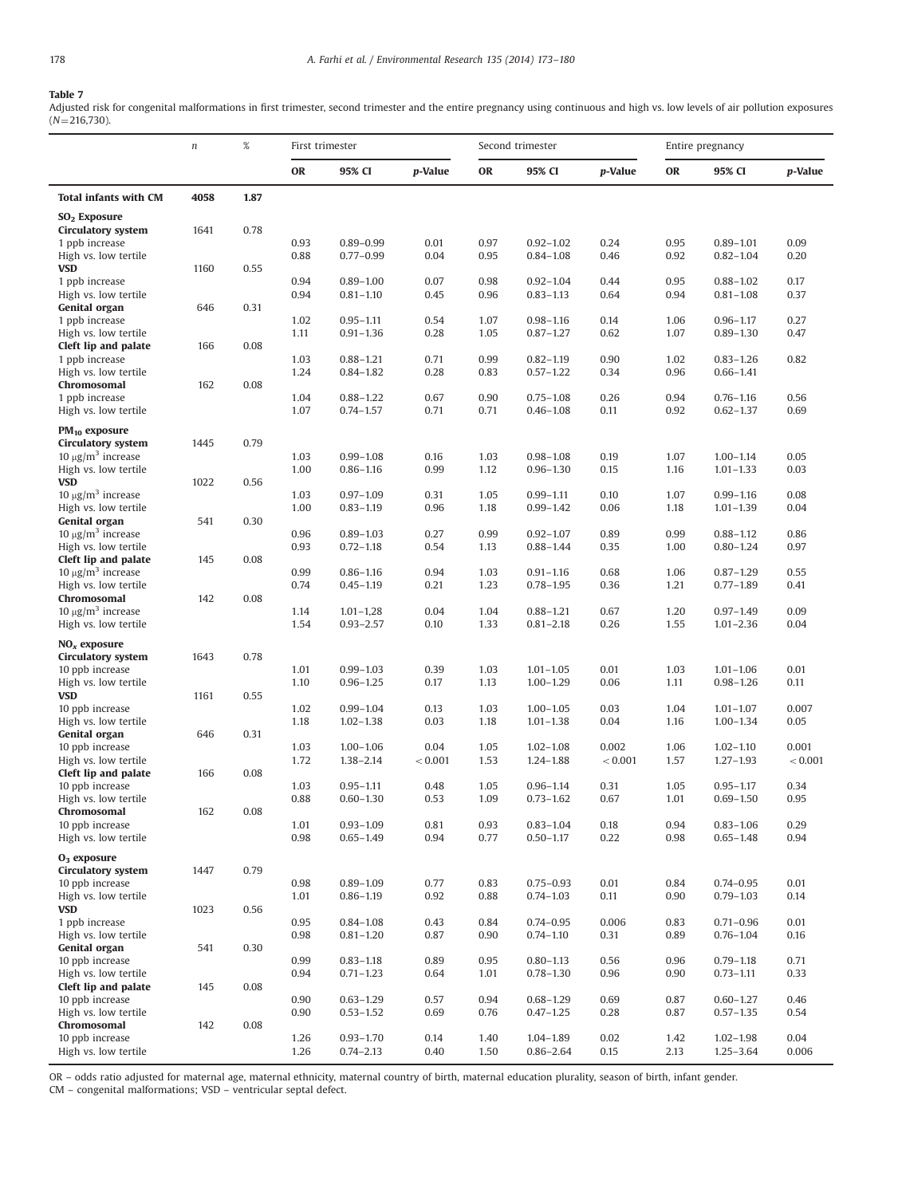**Table 7**

Adjusted risk for congenital malformations in first trimester, second trimester and the entire pregnancy using continuous and high vs. low levels of air pollution exposures ($N$=216,730).

| | $n$ | % | First trimester | | | Second trimester | | | Entire pregnancy | | |
|---|---|---|---|---|---|---|---|---|---|---|---|
| | | | **OR** | **95% CI** | ***p*-Value** | **OR** | **95% CI** | ***p*-Value** | **OR** | **95% CI** | ***p*-Value** |
| **Total infants with CM** | **4058** | **1.87** | | | | | | | | | |
| **$SO_2$ Exposure** | | | | | | | | | | | |
| **Circulatory system** | 1641 | 0.78 | | | | | | | | | |
| 1 ppb increase | | | 0.93 | 0.89–0.99 | 0.01 | 0.97 | 0.92–1.02 | 0.24 | 0.95 | 0.89–1.01 | 0.09 |
| High vs. low tertile | | | 0.88 | 0.77–0.99 | 0.04 | 0.95 | 0.84–1.08 | 0.46 | 0.92 | 0.82–1.04 | 0.20 |
| **VSD** | 1160 | 0.55 | | | | | | | | | |
| 1 ppb increase | | | 0.94 | 0.89–1.00 | 0.07 | 0.98 | 0.92–1.04 | 0.44 | 0.95 | 0.88–1.02 | 0.17 |
| High vs. low tertile | | | 0.94 | 0.81–1.10 | 0.45 | 0.96 | 0.83–1.13 | 0.64 | 0.94 | 0.81–1.08 | 0.37 |
| **Genital organ** | 646 | 0.31 | | | | | | | | | |
| 1 ppb increase | | | 1.02 | 0.95–1.11 | 0.54 | 1.07 | 0.98–1.16 | 0.14 | 1.06 | 0.96–1.17 | 0.27 |
| High vs. low tertile | | | 1.11 | 0.91–1.36 | 0.28 | 1.05 | 0.87–1.27 | 0.62 | 1.07 | 0.89–1.30 | 0.47 |
| **Cleft lip and palate** | 166 | 0.08 | | | | | | | | | |
| 1 ppb increase | | | 1.03 | 0.88–1.21 | 0.71 | 0.99 | 0.82–1.19 | 0.90 | 1.02 | 0.83–1.26 | 0.82 |
| High vs. low tertile | | | 1.24 | 0.84–1.82 | 0.28 | 0.83 | 0.57–1.22 | 0.34 | 0.96 | 0.66–1.41 | |
| **Chromosomal** | 162 | 0.08 | | | | | | | | | |
| 1 ppb increase | | | 1.04 | 0.88–1.22 | 0.67 | 0.90 | 0.75–1.08 | 0.26 | 0.94 | 0.76–1.16 | 0.56 |
| High vs. low tertile | | | 1.07 | 0.74–1.57 | 0.71 | 0.71 | 0.46–1.08 | 0.11 | 0.92 | 0.62–1.37 | 0.69 |
| **$PM_{10}$ exposure** | | | | | | | | | | | |
| **Circulatory system** | 1445 | 0.79 | | | | | | | | | |
| 10 $\mu g/m^3$ increase | | | 1.03 | 0.99–1.08 | 0.16 | 1.03 | 0.98–1.08 | 0.19 | 1.07 | 1.00–1.14 | 0.05 |
| High vs. low tertile | | | 1.00 | 0.86–1.16 | 0.99 | 1.12 | 0.96–1.30 | 0.15 | 1.16 | 1.01–1.33 | 0.03 |
| **VSD** | 1022 | 0.56 | | | | | | | | | |
| 10 $\mu g/m^3$ increase | | | 1.03 | 0.97–1.09 | 0.31 | 1.05 | 0.99–1.11 | 0.10 | 1.07 | 0.99–1.16 | 0.08 |
| High vs. low tertile | | | 1.00 | 0.83–1.19 | 0.96 | 1.18 | 0.99–1.42 | 0.06 | 1.18 | 1.01–1.39 | 0.04 |
| **Genital organ** | 541 | 0.30 | | | | | | | | | |
| 10 $\mu g/m^3$ increase | | | 0.96 | 0.89–1.03 | 0.27 | 0.99 | 0.92–1.07 | 0.89 | 0.99 | 0.88–1.12 | 0.86 |
| High vs. low tertile | | | 0.93 | 0.72–1.18 | 0.54 | 1.13 | 0.88–1.44 | 0.35 | 1.00 | 0.80–1.24 | 0.97 |
| **Cleft lip and palate** | 145 | 0.08 | | | | | | | | | |
| 10 $\mu g/m^3$ increase | | | 0.99 | 0.86–1.16 | 0.94 | 1.03 | 0.91–1.16 | 0.68 | 1.06 | 0.87–1.29 | 0.55 |
| High vs. low tertile | | | 0.74 | 0.45–1.19 | 0.21 | 1.23 | 0.78–1.95 | 0.36 | 1.21 | 0.77–1.89 | 0.41 |
| **Chromosomal** | 142 | 0.08 | | | | | | | | | |
| 10 $\mu g/m^3$ increase | | | 1.14 | 1.01–1,28 | 0.04 | 1.04 | 0.88–1.21 | 0.67 | 1.20 | 0.97–1.49 | 0.09 |
| High vs. low tertile | | | 1.54 | 0.93–2.57 | 0.10 | 1.33 | 0.81–2.18 | 0.26 | 1.55 | 1.01–2.36 | 0.04 |
| **$NO_x$ exposure** | | | | | | | | | | | |
| **Circulatory system** | 1643 | 0.78 | | | | | | | | | |
| 10 ppb increase | | | 1.01 | 0.99–1.03 | 0.39 | 1.03 | 1.01–1.05 | 0.01 | 1.03 | 1.01–1.06 | 0.01 |
| High vs. low tertile | | | 1.10 | 0.96–1.25 | 0.17 | 1.13 | 1.00–1.29 | 0.06 | 1.11 | 0.98–1.26 | 0.11 |
| **VSD** | 1161 | 0.55 | | | | | | | | | |
| 10 ppb increase | | | 1.02 | 0.99–1.04 | 0.13 | 1.03 | 1.00–1.05 | 0.03 | 1.04 | 1.01–1.07 | 0.007 |
| High vs. low tertile | | | 1.18 | 1.02–1.38 | 0.03 | 1.18 | 1.01–1.38 | 0.04 | 1.16 | 1.00–1.34 | 0.05 |
| **Genital organ** | 646 | 0.31 | | | | | | | | | |
| 10 ppb increase | | | 1.03 | 1.00–1.06 | 0.04 | 1.05 | 1.02–1.08 | 0.002 | 1.06 | 1.02–1.10 | 0.001 |
| High vs. low tertile | | | 1.72 | 1.38–2.14 | < 0.001 | 1.53 | 1.24–1.88 | < 0.001 | 1.57 | 1.27–1.93 | < 0.001 |
| **Cleft lip and palate** | 166 | 0.08 | | | | | | | | | |
| 10 ppb increase | | | 1.03 | 0.95–1.11 | 0.48 | 1.05 | 0.96–1.14 | 0.31 | 1.05 | 0.95–1.17 | 0.34 |
| High vs. low tertile | | | 0.88 | 0.60–1.30 | 0.53 | 1.09 | 0.73–1.62 | 0.67 | 1.01 | 0.69–1.50 | 0.95 |
| **Chromosomal** | 162 | 0.08 | | | | | | | | | |
| 10 ppb increase | | | 1.01 | 0.93–1.09 | 0.81 | 0.93 | 0.83–1.04 | 0.18 | 0.94 | 0.83–1.06 | 0.29 |
| High vs. low tertile | | | 0.98 | 0.65–1.49 | 0.94 | 0.77 | 0.50–1.17 | 0.22 | 0.98 | 0.65–1.48 | 0.94 |
| **$O_3$ exposure** | | | | | | | | | | | |
| **Circulatory system** | 1447 | 0.79 | | | | | | | | | |
| 10 ppb increase | | | 0.98 | 0.89–1.09 | 0.77 | 0.83 | 0.75–0.93 | 0.01 | 0.84 | 0.74–0.95 | 0.01 |
| High vs. low tertile | | | 1.01 | 0.86–1.19 | 0.92 | 0.88 | 0.74–1.03 | 0.11 | 0.90 | 0.79–1.03 | 0.14 |
| **VSD** | 1023 | 0.56 | | | | | | | | | |
| 1 ppb increase | | | 0.95 | 0.84–1.08 | 0.43 | 0.84 | 0.74–0.95 | 0.006 | 0.83 | 0.71–0.96 | 0.01 |
| High vs. low tertile | | | 0.98 | 0.81–1.20 | 0.87 | 0.90 | 0.74–1.10 | 0.31 | 0.89 | 0.76–1.04 | 0.16 |
| **Genital organ** | 541 | 0.30 | | | | | | | | | |
| 10 ppb increase | | | 0.99 | 0.83–1.18 | 0.89 | 0.95 | 0.80–1.13 | 0.56 | 0.96 | 0.79–1.18 | 0.71 |
| High vs. low tertile | | | 0.94 | 0.71–1.23 | 0.64 | 1.01 | 0.78–1.30 | 0.96 | 0.90 | 0.73–1.11 | 0.33 |
| **Cleft lip and palate** | 145 | 0.08 | | | | | | | | | |
| 10 ppb increase | | | 0.90 | 0.63–1.29 | 0.57 | 0.94 | 0.68–1.29 | 0.69 | 0.87 | 0.60–1.27 | 0.46 |
| High vs. low tertile | | | 0.90 | 0.53–1.52 | 0.69 | 0.76 | 0.47–1.25 | 0.28 | 0.87 | 0.57–1.35 | 0.54 |
| **Chromosomal** | 142 | 0.08 | | | | | | | | | |
| 10 ppb increase | | | 1.26 | 0.93–1.70 | 0.14 | 1.40 | 1.04–1.89 | 0.02 | 1.42 | 1.02–1.98 | 0.04 |
| High vs. low tertile | | | 1.26 | 0.74–2.13 | 0.40 | 1.50 | 0.86–2.64 | 0.15 | 2.13 | 1.25–3.64 | 0.006 |

OR – odds ratio adjusted for maternal age, maternal ethnicity, maternal country of birth, maternal education plurality, season of birth, infant gender.
CM – congenital malformations; VSD – ventricular septal defect.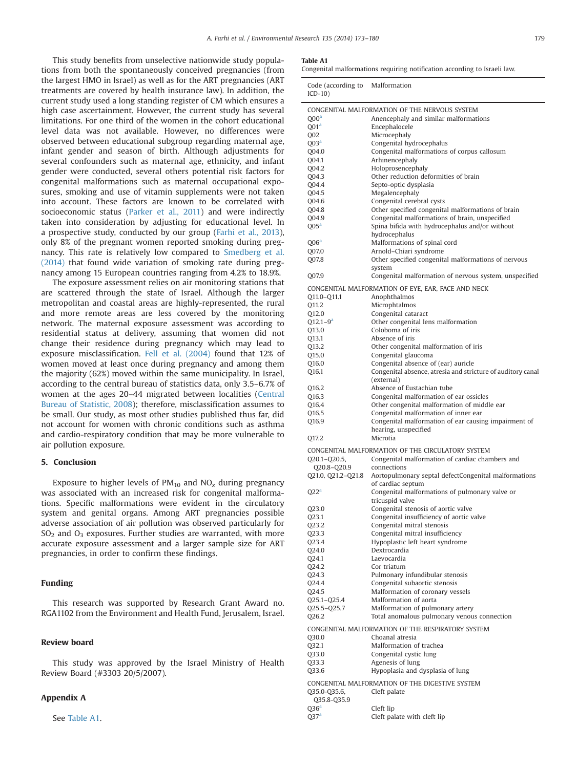This study benefits from unselective nationwide study populations from both the spontaneously conceived pregnancies (from the largest HMO in Israel) as well as for the ART pregnancies (ART treatments are covered by health insurance law). In addition, the current study used a long standing register of CM which ensures a high case ascertainment. However, the current study has several limitations. For one third of the women in the cohort educational level data was not available. However, no differences were observed between educational subgroup regarding maternal age, infant gender and season of birth. Although adjustments for several confounders such as maternal age, ethnicity, and infant gender were conducted, several others potential risk factors for congenital malformations such as maternal occupational exposures, smoking and use of vitamin supplements were not taken into account. These factors are known to be correlated with socioeconomic status (Parker et al., 2011) and were indirectly taken into consideration by adjusting for educational level. In a prospective study, conducted by our group (Farhi et al., 2013), only 8% of the pregnant women reported smoking during pregnancy. This rate is relatively low compared to Smedberg et al. (2014) that found wide variation of smoking rate during pregnancy among 15 European countries ranging from 4.2% to 18.9%.

The exposure assessment relies on air monitoring stations that are scattered through the state of Israel. Although the larger metropolitan and coastal areas are highly-represented, the rural and more remote areas are less covered by the monitoring network. The maternal exposure assessment was according to residential status at delivery, assuming that women did not change their residence during pregnancy which may lead to exposure misclassification. Fell et al. (2004) found that 12% of women moved at least once during pregnancy and among them the majority (62%) moved within the same municipality. In Israel, according to the central bureau of statistics data, only 3.5–6.7% of women at the ages 20–44 migrated between localities (Central Bureau of Statistic, 2008); therefore, misclassification assumes to be small. Our study, as most other studies published thus far, did not account for women with chronic conditions such as asthma and cardio-respiratory condition that may be more vulnerable to air pollution exposure.

## 5. Conclusion

Exposure to higher levels of $PM_{10}$ and $NO_x$ during pregnancy was associated with an increased risk for congenital malformations. Specific malformations were evident in the circulatory system and genital organs. Among ART pregnancies possible adverse association of air pollution was observed particularly for $SO_2$ and $O_3$ exposures. Further studies are warranted, with more accurate exposure assessment and a larger sample size for ART pregnancies, in order to confirm these findings.

## Funding

This research was supported by Research Grant Award no. RGA1102 from the Environment and Health Fund, Jerusalem, Israel.

## Review board

This study was approved by the Israel Ministry of Health Review Board (#3303 20/5/2007).

## Appendix A

See Table A1.

**Table A1**
Congenital malformations requiring notification according to Israeli law.

| Code (according to ICD-10) | Malformation |
|---|---|
| CONGENITAL MALFORMATION OF THE NERVOUS SYSTEM | |
| Q00[a] | Anencephaly and similar malformations |
| Q01[a] | Encephalocele |
| Q02 | Microcephaly |
| Q03[a] | Congenital hydrocephalus |
| Q04.0 | Congenital malformations of corpus callosum |
| Q04.1 | Arhinencephaly |
| Q04.2 | Holoprosencephaly |
| Q04.3 | Other reduction deformities of brain |
| Q04.4 | Septo-optic dysplasia |
| Q04.5 | Megalencephaly |
| Q04.6 | Congenital cerebral cysts |
| Q04.8 | Other specified congenital malformations of brain |
| Q04.9 | Congenital malformations of brain, unspecified |
| Q05[a] | Spina bifida with hydrocephalus and/or without hydrocephalus |
| Q06[a] | Malformations of spinal cord |
| Q07.0 | Arnold–Chiari syndrome |
| Q07.8 | Other specified congenital malformations of nervous system |
| Q07.9 | Congenital malformation of nervous system, unspecified |
| CONGENITAL MALFORMATION OF EYE, EAR, FACE AND NECK | |
| Q11.0–Q11.1 | Anophthalmos |
| Q11.2 | Microphtalmos |
| Q12.0 | Congenital cataract |
| Q12.1–9[a] | Other congenital lens malformation |
| Q13.0 | Coloboma of iris |
| Q13.1 | Absence of iris |
| Q13.2 | Other congenital malformation of iris |
| Q15.0 | Congenital glaucoma |
| Q16.0 | Congenital absence of (ear) auricle |
| Q16.1 | Congenital absence, atresia and stricture of auditory canal (external) |
| Q16.2 | Absence of Eustachian tube |
| Q16.3 | Congenital malformation of ear ossicles |
| Q16.4 | Other congenital malformation of middle ear |
| Q16.5 | Congenital malformation of inner ear |
| Q16.9 | Congenital malformation of ear causing impairment of hearing, unspecified |
| Q17.2 | Microtia |
| CONGENITAL MALFORMATION OF THE CIRCULATORY SYSTEM | |
| Q20.1–Q20.5, Q20.8–Q20.9 | Congenital malformation of cardiac chambers and connections |
| Q21.0, Q21.2–Q21.8 | Aortopulmonary septal defectCongenital malformations of cardiac septum |
| Q22[a] | Congenital malformations of pulmonary valve or tricuspid valve |
| Q23.0 | Congenital stenosis of aortic valve |
| Q23.1 | Congenital insufficiency of aortic valve |
| Q23.2 | Congenital mitral stenosis |
| Q23.3 | Congenital mitral insufficiency |
| Q23.4 | Hypoplastic left heart syndrome |
| Q24.0 | Dextrocardia |
| Q24.1 | Laevocardia |
| Q24.2 | Cor triatum |
| Q24.3 | Pulmonary infundibular stenosis |
| Q24.4 | Congenital subaortic stenosis |
| Q24.5 | Malformation of coronary vessels |
| Q25.1–Q25.4 | Malformation of aorta |
| Q25.5–Q25.7 | Malformation of pulmonary artery |
| Q26.2 | Total anomalous pulmonary venous connection |
| CONGENITAL MALFORMATION OF THE RESPIRATORY SYSTEM | |
| Q30.0 | Choanal atresia |
| Q32.1 | Malformation of trachea |
| Q33.0 | Congenital cystic lung |
| Q33.3 | Agenesis of lung |
| Q33.6 | Hypoplasia and dysplasia of lung |
| CONGENITAL MALFORMATION OF THE DIGESTIVE SYSTEM | |
| Q35.0-Q35.6, Q35.8-Q35.9 | Cleft palate |
| Q36[a] | Cleft lip |
| Q37[a] | Cleft palate with cleft lip |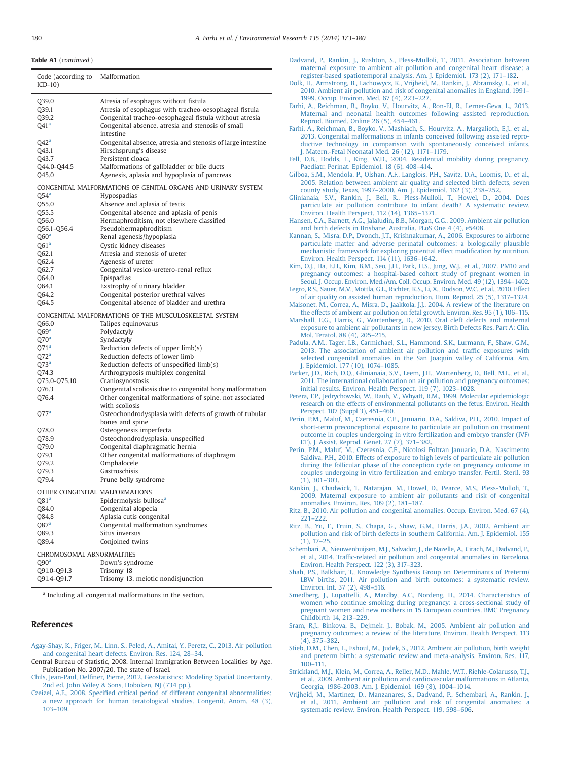**Table A1** (*continued*)

| Code (according to ICD-10) | Malformation |
|---|---|
| Q39.0 | Atresia of esophagus without fistula |
| Q39.1 | Atresia of esophagus with tracheo-oesophageal fistula |
| Q39.2 | Congenital tracheo-oesophageal fistula without atresia |
| Q41[a] | Congenital absence, atresia and stenosis of small intestine |
| Q42[a] | Congenital absence, atresia and stenosis of large intestine |
| Q43.1 | Hirschsprung's disease |
| Q43.7 | Persistent cloaca |
| Q44.0-Q44.5 | Malformations of gallbladder or bile ducts |
| Q45.0 | Agenesis, aplasia and hypoplasia of pancreas |
| CONGENITAL MALFORMATIONS OF GENITAL ORGANS AND URINARY SYSTEM | |
| Q54[a] | Hypospadias |
| Q55.0 | Absence and aplasia of testis |
| Q55.5 | Congenital absence and aplasia of penis |
| Q56.0 | Hermaphroditism, not elsewhere classified |
| Q56.1-Q56.4 | Pseudohermaphroditism |
| Q60[a] | Renal agenesis/hypoplasia |
| Q61[a] | Cystic kidney diseases |
| Q62.1 | Atresia and stenosis of ureter |
| Q62.4 | Agenesis of ureter |
| Q62.7 | Congenital vesico-uretero-renal reflux |
| Q64.0 | Epispadias |
| Q64.1 | Exstrophy of urinary bladder |
| Q64.2 | Congenital posterior urethral valves |
| Q64.5 | Congenital absence of bladder and urethra |
| CONGENITAL MALFORMATIONS OF THE MUSCULOSKELETAL SYSTEM | |
| Q66.0 | Talipes equinovarus |
| Q69[a] | Polydactyly |
| Q70[a] | Syndactyly |
| Q71[a] | Reduction defects of upper limb(s) |
| Q72[a] | Reduction defects of lower limb |
| Q73[a] | Reduction defects of unspecified limb(s) |
| Q74.3 | Arthrogryposis multiplex congenital |
| Q75.0-Q75.10 | Craniosynostosis |
| Q76.3 | Congenital scoliosis due to congenital bony malformation |
| Q76.4 | Other congenital malformations of spine, not associated with scoliosis |
| Q77[a] | Osteochondrodysplasia with defects of growth of tubular bones and spine |
| Q78.0 | Osteogenesis imperfecta |
| Q78.9 | Osteochondrodysplasia, unspecified |
| Q79.0 | Congenital diaphragmatic hernia |
| Q79.1 | Other congenital malformations of diaphragm |
| Q79.2 | Omphalocele |
| Q79.3 | Gastroschisis |
| Q79.4 | Prune belly syndrome |
| OTHER CONGENITAL MALFORMATIONS | |
| Q81[a] | Epidermolysis bullosa[a] |
| Q84.0 | Congenital alopecia |
| Q84.8 | Aplasia cutis congenital |
| Q87[a] | Congenital malformation syndromes |
| Q89.3 | Situs inversus |
| Q89.4 | Conjoined twins |
| CHROMOSOMAL ABNORMALITIES | |
| Q90[a] | Down's syndrome |
| Q91.0-Q91.3 | Trisomy 18 |
| Q91.4-Q91.7 | Trisomy 13, meiotic nondisjunction |

[a] Including all congenital malformations in the section.

## References

Agay-Shay, K., Friger, M., Linn, S., Peled, A., Amitai, Y., Peretz, C., 2013. Air pollution and congenital heart defects. Environ. Res. 124, 28–34.

Central Bureau of Statistic, 2008. Internal Immigration Between Localities by Age, Publication No. 2007/20, The state of Israel.

Chils, Jean-Paul, Delfiner, Pierre, 2012. Geostatistics: Modeling Spatial Uncertainty, 2nd ed. John Wiley & Sons, Hoboken, NJ (734 pp.).

Czeizel, A.E., 2008. Specified critical period of different congenital abnormalities: a new approach for human teratological studies. Congenit. Anom. 48 (3), 103–109.

Dadvand, P., Rankin, J., Rushton, S., Pless-Mulloli, T., 2011. Association between maternal exposure to ambient air pollution and congenital heart disease: a register-based spatiotemporal analysis. Am. J. Epidemiol. 173 (2), 171–182.

Dolk, H., Armstrong, B., Lachowycz, K., Vrijheid, M., Rankin, J., Abramsky, L., et al., 2010. Ambient air pollution and risk of congenital anomalies in England, 1991–1999. Occup. Environ. Med. 67 (4), 223–227.

Farhi, A., Reichman, B., Boyko, V., Hourvitz, A., Ron-El, R., Lerner-Geva, L., 2013. Maternal and neonatal health outcomes following assisted reproduction. Reprod. Biomed. Online 26 (5), 454–461.

Farhi, A., Reichman, B., Boyko, V., Mashiach, S., Hourvitz, A., Margalioth, E.J., et al., 2013. Congenital malformations in infants conceived following assisted reproductive technology in comparison with spontaneously conceived infants. J. Matern.-Fetal Neonatal Med. 26 (12), 1171–1179.

Fell, D.B., Dodds, L., King, W.D., 2004. Residential mobility during pregnancy. Paediatr. Perinat. Epidemiol. 18 (6), 408–414.

Gilboa, S.M., Mendola, P., Olshan, A.F., Langlois, P.H., Savitz, D.A., Loomis, D., et al., 2005. Relation between ambient air quality and selected birth defects, seven county study, Texas, 1997–2000. Am. J. Epidemiol. 162 (3), 238–252.

Glinianaia, S.V., Rankin, J., Bell, R., Pless-Mulloli, T., Howel, D., 2004. Does particulate air pollution contribute to infant death? A systematic review. Environ. Health Perspect. 112 (14), 1365–1371.

Hansen, C.A., Barnett, A.G., Jalaludin, B.B., Morgan, G.G., 2009. Ambient air pollution and birth defects in Brisbane, Australia. PLoS One 4 (4), e5408.

Kannan, S., Misra, D.P., Dvonch, J.T., Krishnakumar, A., 2006. Exposures to airborne particulate matter and adverse perinatal outcomes: a biologically plausible mechanistic framework for exploring potential effect modification by nutrition. Environ. Health Perspect. 114 (11), 1636–1642.

Kim, O.J., Ha, E.H., Kim, B.M., Seo, J.H., Park, H.S., Jung, W.J., et al., 2007. PM10 and pregnancy outcomes: a hospital-based cohort study of pregnant women in Seoul. J. Occup. Environ. Med./Am. Coll. Occup. Environ. Med. 49 (12), 1394–1402.

Legro, R.S., Sauer, M.V., Mottla, G.L., Richter, K.S., Li, X., Dodson, W.C., et al., 2010. Effect of air quality on assisted human reproduction. Hum. Reprod. 25 (5), 1317–1324.

Maisonet, M., Correa, A., Misra, D., Jaakkola, J.J., 2004. A review of the literature on the effects of ambient air pollution on fetal growth. Environ. Res. 95 (1), 106–115.

Marshall, E.G., Harris, G., Wartenberg, D., 2010. Oral cleft defects and maternal exposure to ambient air pollutants in new jersey. Birth Defects Res. Part A: Clin. Mol. Teratol. 88 (4), 205–215.

Padula, A.M., Tager, I.B., Carmichael, S.L., Hammond, S.K., Lurmann, F., Shaw, G.M., 2013. The association of ambient air pollution and traffic exposures with selected congenital anomalies in the San Joaquin valley of California. Am. J. Epidemiol. 177 (10), 1074–1085.

Parker, J.D., Rich, D.Q., Glinianaia, S.V., Leem, J.H., Wartenberg, D., Bell, M.L., et al., 2011. The international collaboration on air pollution and pregnancy outcomes: initial results. Environ. Health Perspect. 119 (7), 1023–1028.

Perera, F.P., Jedrychowski, W., Rauh, V., Whyatt, R.M., 1999. Molecular epidemiologic research on the effects of environmental pollutants on the fetus. Environ. Health Perspect. 107 (Suppl 3), 451–460.

Perin, P.M., Maluf, M., Czeresnia, C.E., Januario, D.A., Saldiva, P.H., 2010. Impact of short-term preconceptional exposure to particulate air pollution on treatment outcome in couples undergoing in vitro fertilization and embryo transfer (IVF/ET). J. Assist. Reprod. Genet. 27 (7), 371–382.

Perin, P.M., Maluf, M., Czeresnia, C.E., Nicolosi Foltran Januario, D.A., Nascimento Saldiva, P.H., 2010. Effects of exposure to high levels of particulate air pollution during the follicular phase of the conception cycle on pregnancy outcome in couples undergoing in vitro fertilization and embryo transfer. Fertil. Steril. 93 (1), 301–303.

Rankin, J., Chadwick, T., Natarajan, M., Howel, D., Pearce, M.S., Pless-Mulloli, T., 2009. Maternal exposure to ambient air pollutants and risk of congenital anomalies. Environ. Res. 109 (2), 181–187.

Ritz, B., 2010. Air pollution and congenital anomalies. Occup. Environ. Med. 67 (4), 221–222.

Ritz, B., Yu, F., Fruin, S., Chapa, G., Shaw, G.M., Harris, J.A., 2002. Ambient air pollution and risk of birth defects in southern California. Am. J. Epidemiol. 155 (1), 17–25.

Schembari, A., Nieuwenhuijsen, M.J., Salvador, J., de Nazelle, A., Cirach, M., Dadvand, P., et al., 2014. Traffic-related air pollution and congenital anomalies in Barcelona. Environ. Health Perspect. 122 (3), 317–323.

Shah, P.S., Balkhair, T., Knowledge Synthesis Group on Determinants of Preterm/LBW births, 2011. Air pollution and birth outcomes: a systematic review. Environ. Int. 37 (2), 498–516.

Smedberg, J., Lupattelli, A., Mardby, A.C., Nordeng, H., 2014. Characteristics of women who continue smoking during pregnancy: a cross-sectional study of pregnant women and new mothers in 15 European countries. BMC Pregnancy Childbirth 14, 213–229.

Sram, R.J., Binkova, B., Dejmek, J., Bobak, M., 2005. Ambient air pollution and pregnancy outcomes: a review of the literature. Environ. Health Perspect. 113 (4), 375–382.

Stieb, D.M., Chen, L., Eshoul, M., Judek, S., 2012. Ambient air pollution, birth weight and preterm birth: a systematic review and meta-analysis. Environ. Res. 117, 100–111.

Strickland, M.J., Klein, M., Correa, A., Reller, M.D., Mahle, W.T., Riehle-Colarusso, T.J., et al., 2009. Ambient air pollution and cardiovascular malformations in Atlanta, Georgia, 1986-2003. Am. J. Epidemiol. 169 (8), 1004–1014.

Vrijheid, M., Martinez, D., Manzanares, S., Dadvand, P., Schembari, A., Rankin, J., et al., 2011. Ambient air pollution and risk of congenital anomalies: a systematic review. Environ. Health Perspect. 119, 598–606.